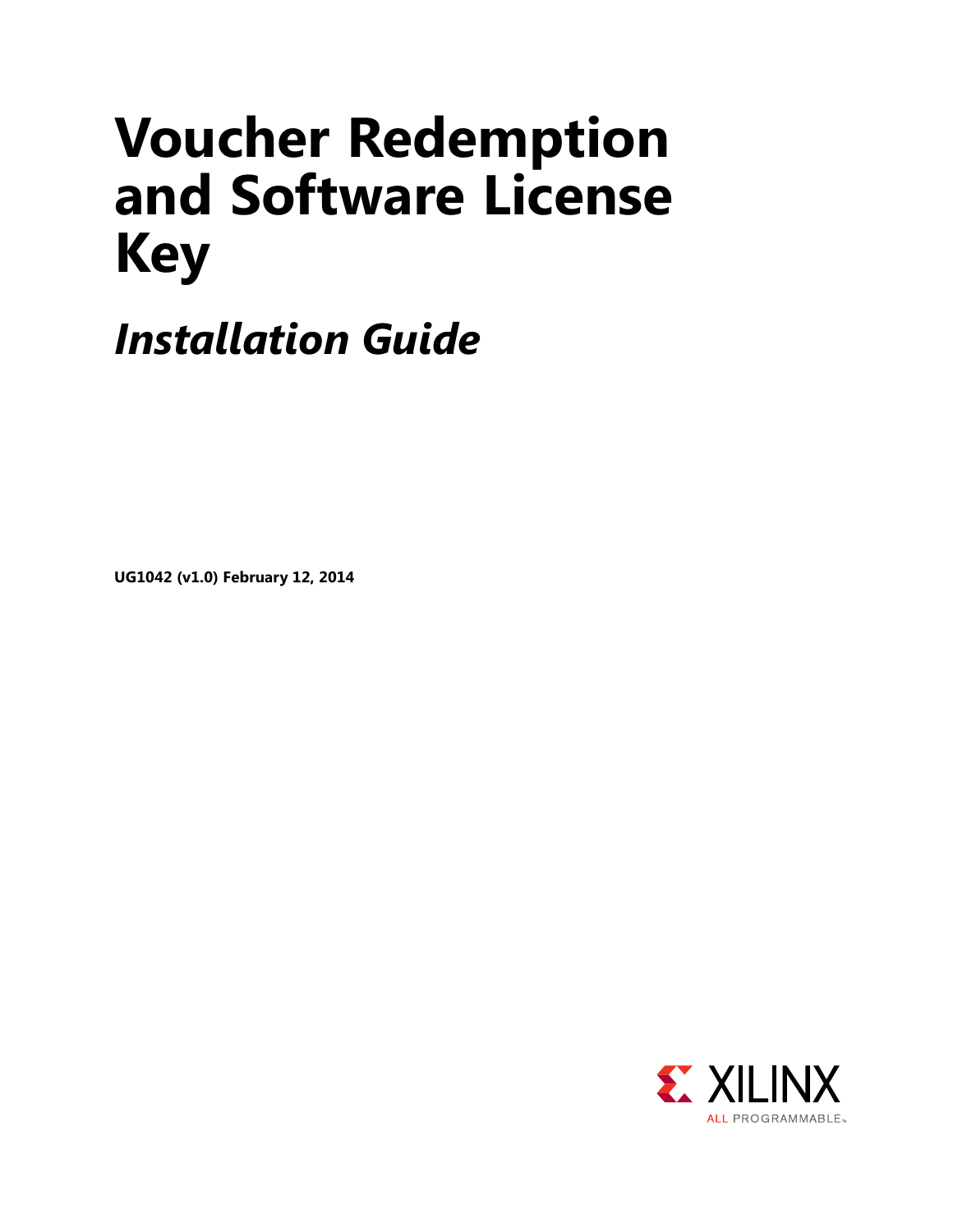# Voucher Redemption and Software License Key

## *Installation Guide*

**UG1042 (v1.0) February 12, 2014**

XILINX ALL PROGRAMMABLE.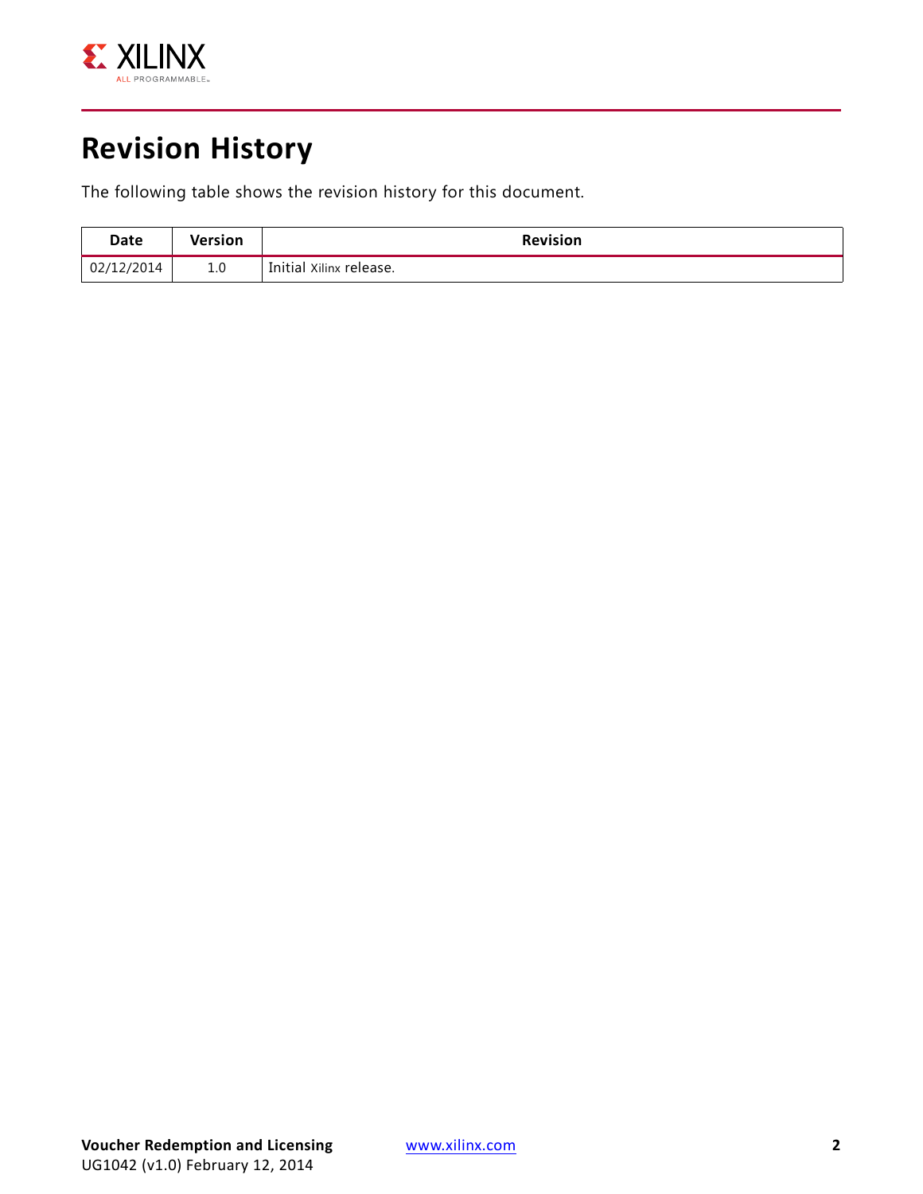# Revision History

The following table shows the revision history for this document.

| Date | Version | Revision |
| --- | --- | --- |
| 02/12/2014 | 1.0 | Initial Xilinx release. |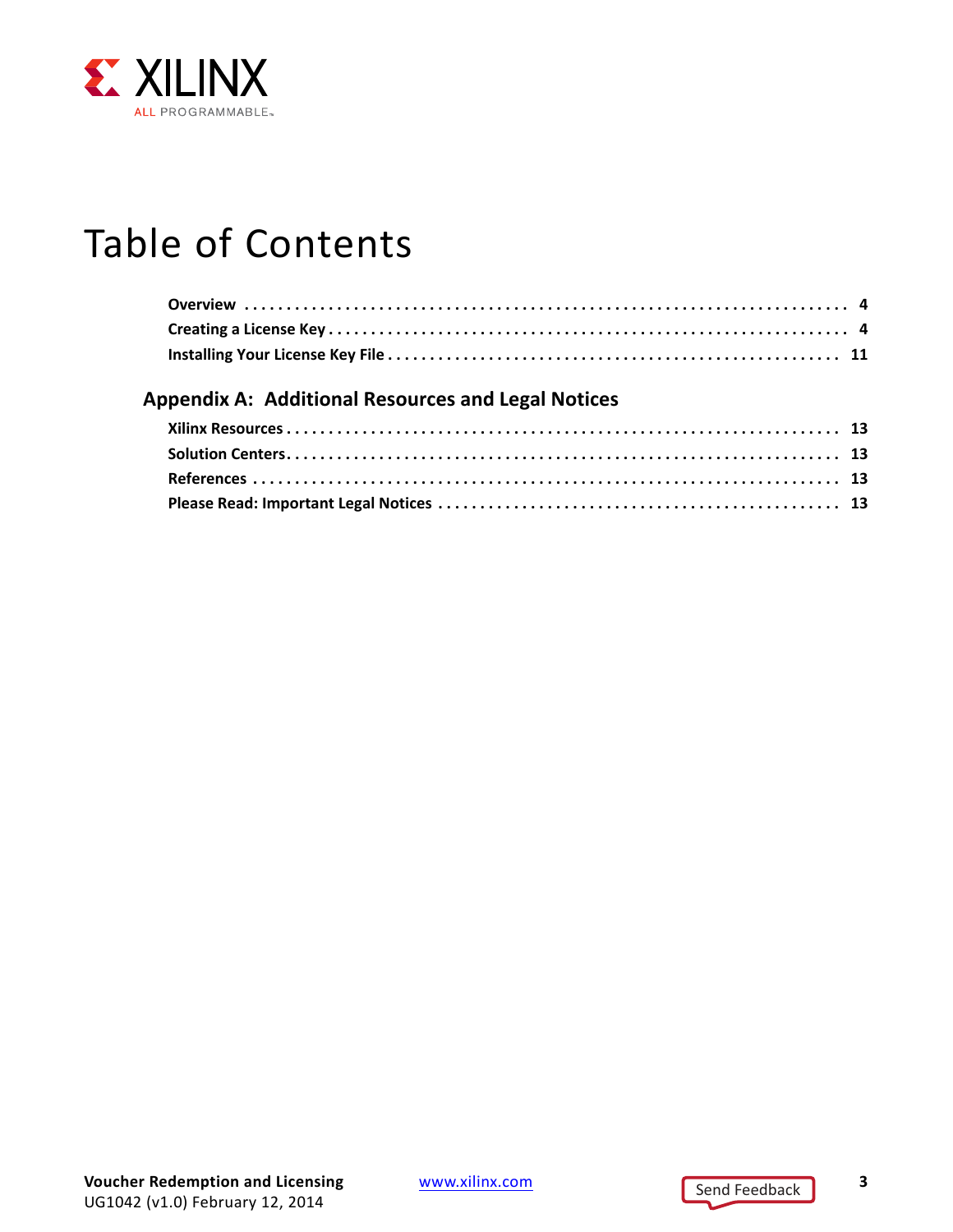# Table of Contents

**Overview** . . . . . . . . . . . . . . . . . . . . . . . . . . . . . . . . . . . . . . . . . . . . . . . . . . . . . . . . . . . . . . . . . . . . . 4
**Creating a License Key** . . . . . . . . . . . . . . . . . . . . . . . . . . . . . . . . . . . . . . . . . . . . . . . . . . . . . . . . . . . . . 4
**Installing Your License Key File** . . . . . . . . . . . . . . . . . . . . . . . . . . . . . . . . . . . . . . . . . . . . . . . . . . . . . 11

## Appendix A: Additional Resources and Legal Notices

**Xilinx Resources** . . . . . . . . . . . . . . . . . . . . . . . . . . . . . . . . . . . . . . . . . . . . . . . . . . . . . . . . . . . . . . . . 13
**Solution Centers**. . . . . . . . . . . . . . . . . . . . . . . . . . . . . . . . . . . . . . . . . . . . . . . . . . . . . . . . . . . . . . . . 13
**References** . . . . . . . . . . . . . . . . . . . . . . . . . . . . . . . . . . . . . . . . . . . . . . . . . . . . . . . . . . . . . . . . . . . 13
**Please Read: Important Legal Notices** . . . . . . . . . . . . . . . . . . . . . . . . . . . . . . . . . . . . . . . . . . . . . . . . 13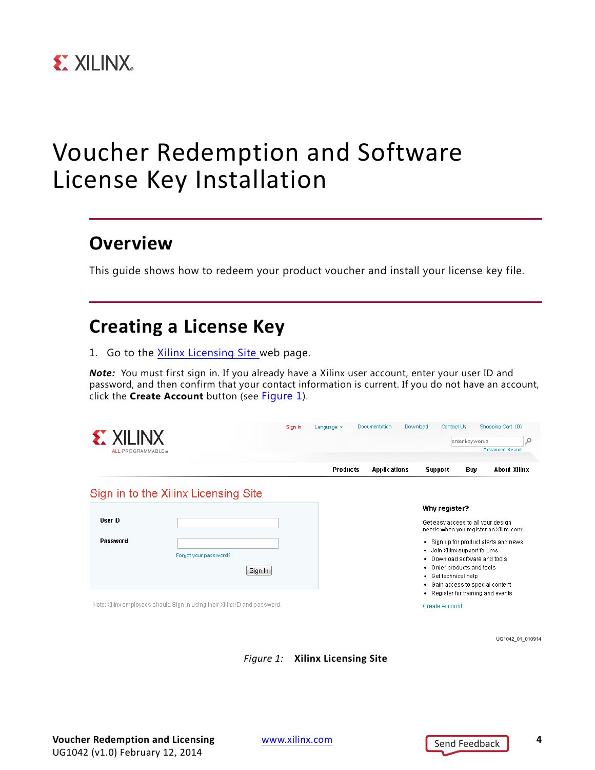# Voucher Redemption and Software License Key Installation

## Overview

This guide shows how to redeem your product voucher and install your license key file.

## Creating a License Key

1. Go to the Xilinx Licensing Site web page.

***Note:*** You must first sign in. If you already have a Xilinx user account, enter your user ID and password, and then confirm that your contact information is current. If you do not have an account, click the **Create Account** button (see Figure 1).

*Figure 1:* **Xilinx Licensing Site**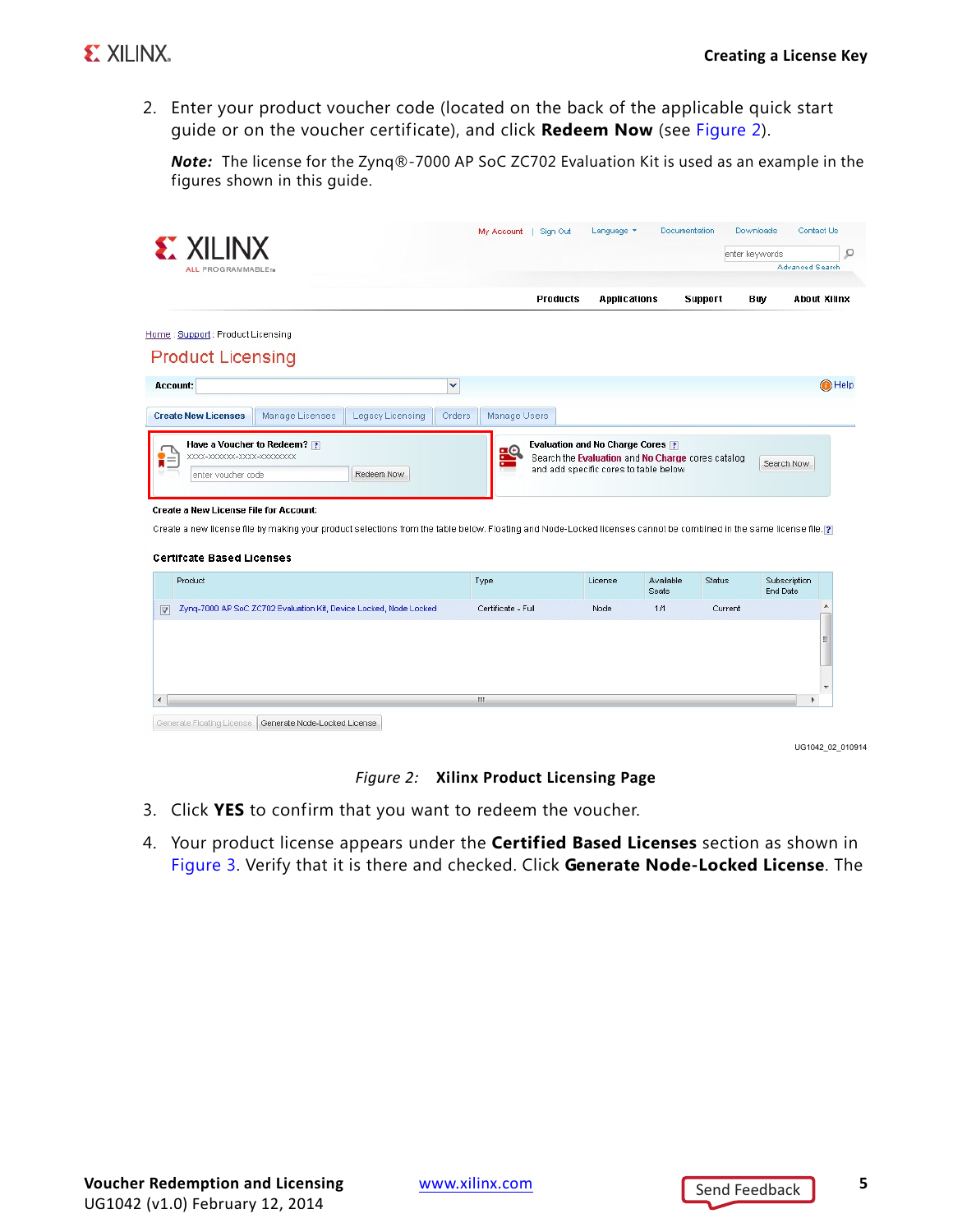2. Enter your product voucher code (located on the back of the applicable quick start guide or on the voucher certificate), and click **Redeem Now** (see Figure 2).

   ***Note:*** The license for the Zynq®-7000 AP SoC ZC702 Evaluation Kit is used as an example in the figures shown in this guide.

UG1042_02_010914

*Figure 2:* **Xilinx Product Licensing Page**

3. Click **YES** to confirm that you want to redeem the voucher.
4. Your product license appears under the **Certified Based Licenses** section as shown in Figure 3. Verify that it is there and checked. Click **Generate Node-Locked License**. The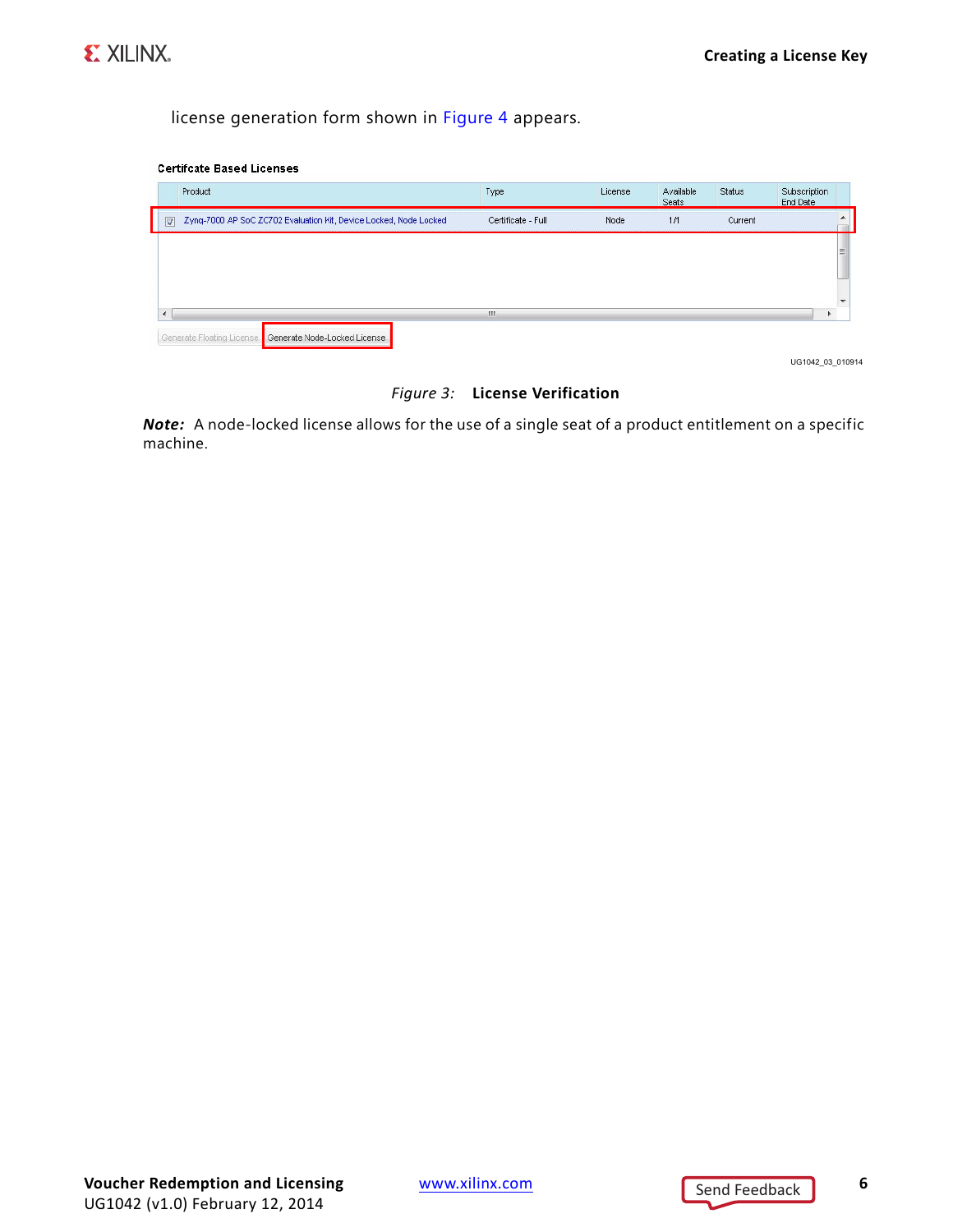license generation form shown in Figure 4 appears.

**Certifcate Based Licenses**

| | Product | Type | License | Available Seats | Status | Subscription End Date |
|---|---|---|---|---|---|---|
| ☑ | Zynq-7000 AP SoC ZC702 Evaluation Kit, Device Locked, Node Locked | Certificate - Full | Node | 1/1 | Current | |

Generate Floating License | Generate Node-Locked License

UG1042_03_010914

*Figure 3:* **License Verification**

***Note:*** A node-locked license allows for the use of a single seat of a product entitlement on a specific machine.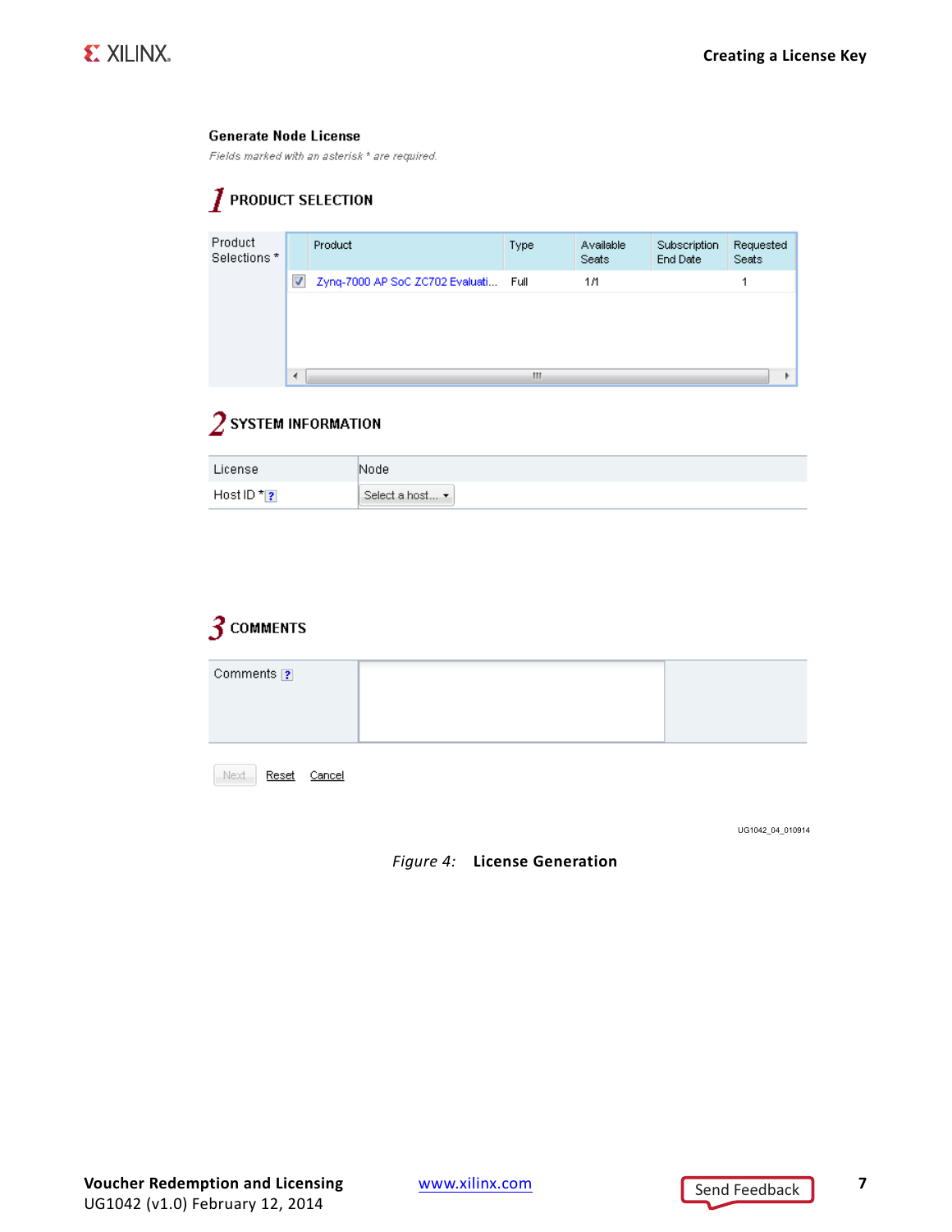**Generate Node License**

*Fields marked with an asterisk * are required.*

**1 PRODUCT SELECTION**

Product Selections *

| | Product | Type | Available Seats | Subscription End Date | Requested Seats |
|---|---|---|---|---|---|
| ☑ | Zynq-7000 AP SoC ZC702 Evaluati... | Full | 1/1 | | 1 |

**2 SYSTEM INFORMATION**

| License | Node |
|---|---|
| Host ID * ? | Select a host... |

**3 COMMENTS**

Comments ?

Next Reset Cancel

UG1042_04_010914

*Figure 4:* **License Generation**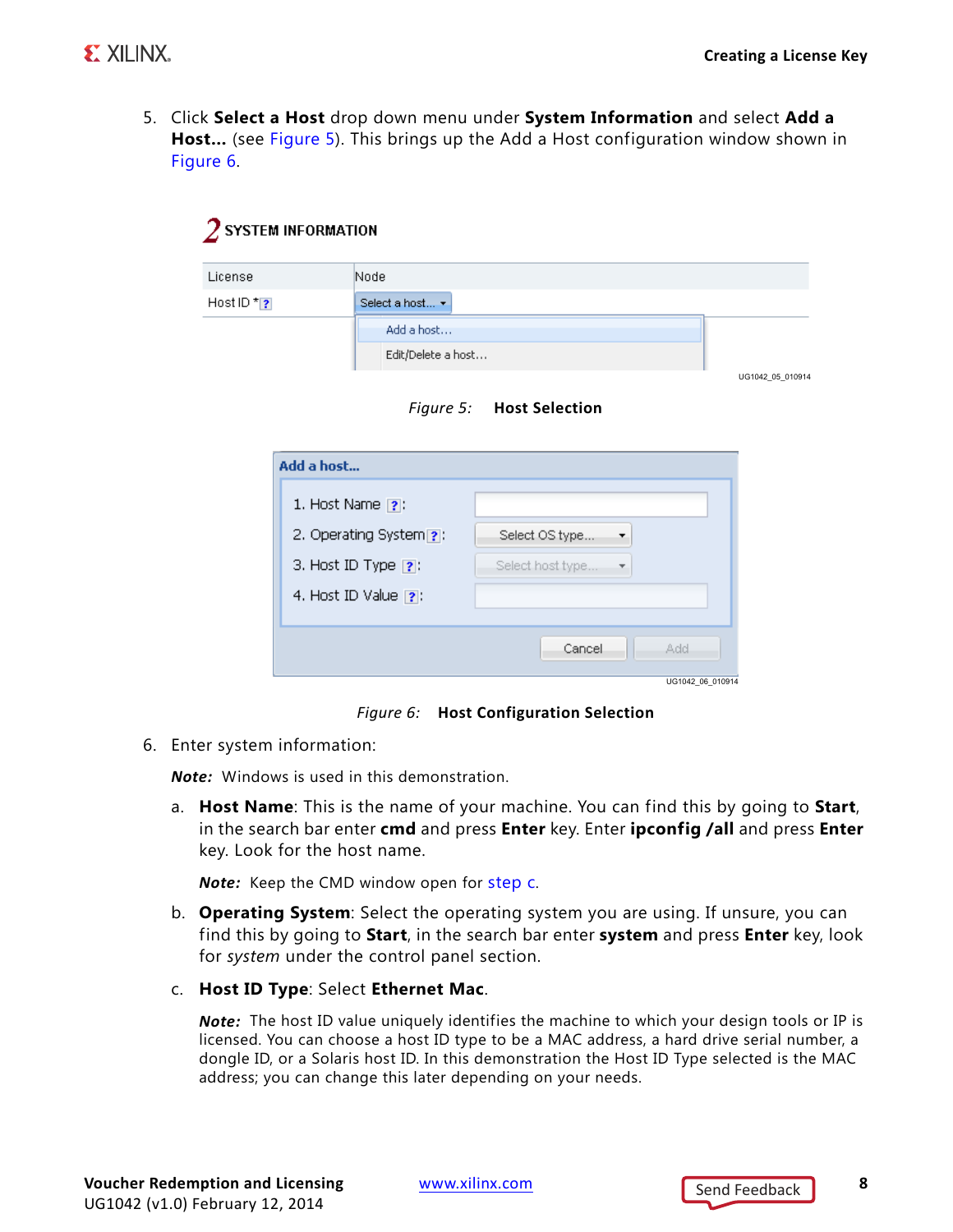5. Click **Select a Host** drop down menu under **System Information** and select **Add a Host...** (see Figure 5). This brings up the Add a Host configuration window shown in Figure 6.

*Figure 5:* **Host Selection**

*Figure 6:* **Host Configuration Selection**

6. Enter system information:

   ***Note:*** Windows is used in this demonstration.

   a. **Host Name**: This is the name of your machine. You can find this by going to **Start**, in the search bar enter **cmd** and press **Enter** key. Enter **ipconfig /all** and press **Enter** key. Look for the host name.

      ***Note:*** Keep the CMD window open for step c.

   b. **Operating System**: Select the operating system you are using. If unsure, you can find this by going to **Start**, in the search bar enter **system** and press **Enter** key, look for *system* under the control panel section.

   c. **Host ID Type**: Select **Ethernet Mac**.

      ***Note:*** The host ID value uniquely identifies the machine to which your design tools or IP is licensed. You can choose a host ID type to be a MAC address, a hard drive serial number, a dongle ID, or a Solaris host ID. In this demonstration the Host ID Type selected is the MAC address; you can change this later depending on your needs.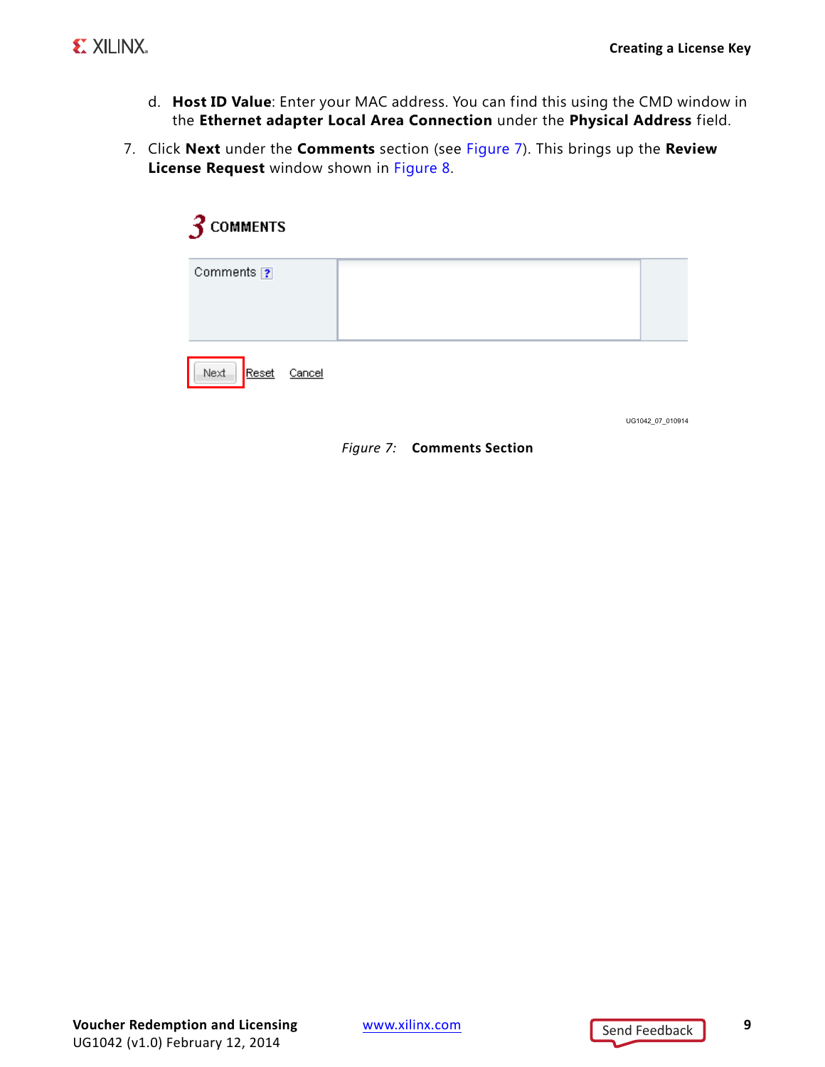d. **Host ID Value**: Enter your MAC address. You can find this using the CMD window in the **Ethernet adapter Local Area Connection** under the **Physical Address** field.

7. Click **Next** under the **Comments** section (see Figure 7). This brings up the **Review License Request** window shown in Figure 8.

*Figure 7:* **Comments Section**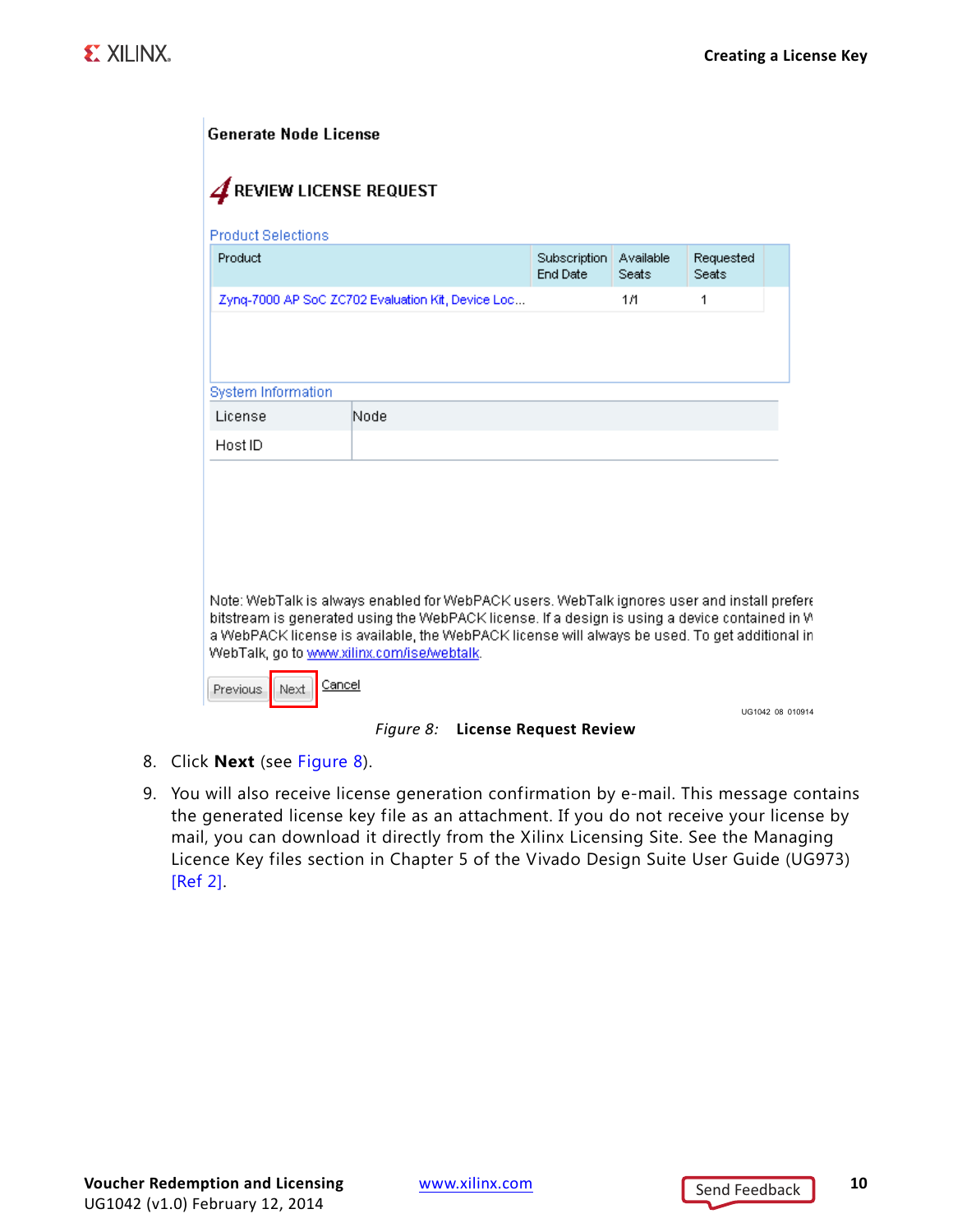Generate Node License

4 REVIEW LICENSE REQUEST

Product Selections

| Product | Subscription End Date | Available Seats | Requested Seats |
|---|---|---|---|
| Zynq-7000 AP SoC ZC702 Evaluation Kit, Device Loc... | | 1/1 | 1 |

System Information

| License | Node |
|---|---|
| Host ID | |

Note: WebTalk is always enabled for WebPACK users. WebTalk ignores user and install prefere bitstream is generated using the WebPACK license. If a design is using a device contained in W a WebPACK license is available, the WebPACK license will always be used. To get additional in WebTalk, go to www.xilinx.com/ise/webtalk.

Previous Next Cancel

UG1042_08_010914

*Figure 8:* **License Request Review**

8. Click **Next** (see Figure 8).
9. You will also receive license generation confirmation by e-mail. This message contains the generated license key file as an attachment. If you do not receive your license by mail, you can download it directly from the Xilinx Licensing Site. See the Managing Licence Key files section in Chapter 5 of the Vivado Design Suite User Guide (UG973) [Ref 2].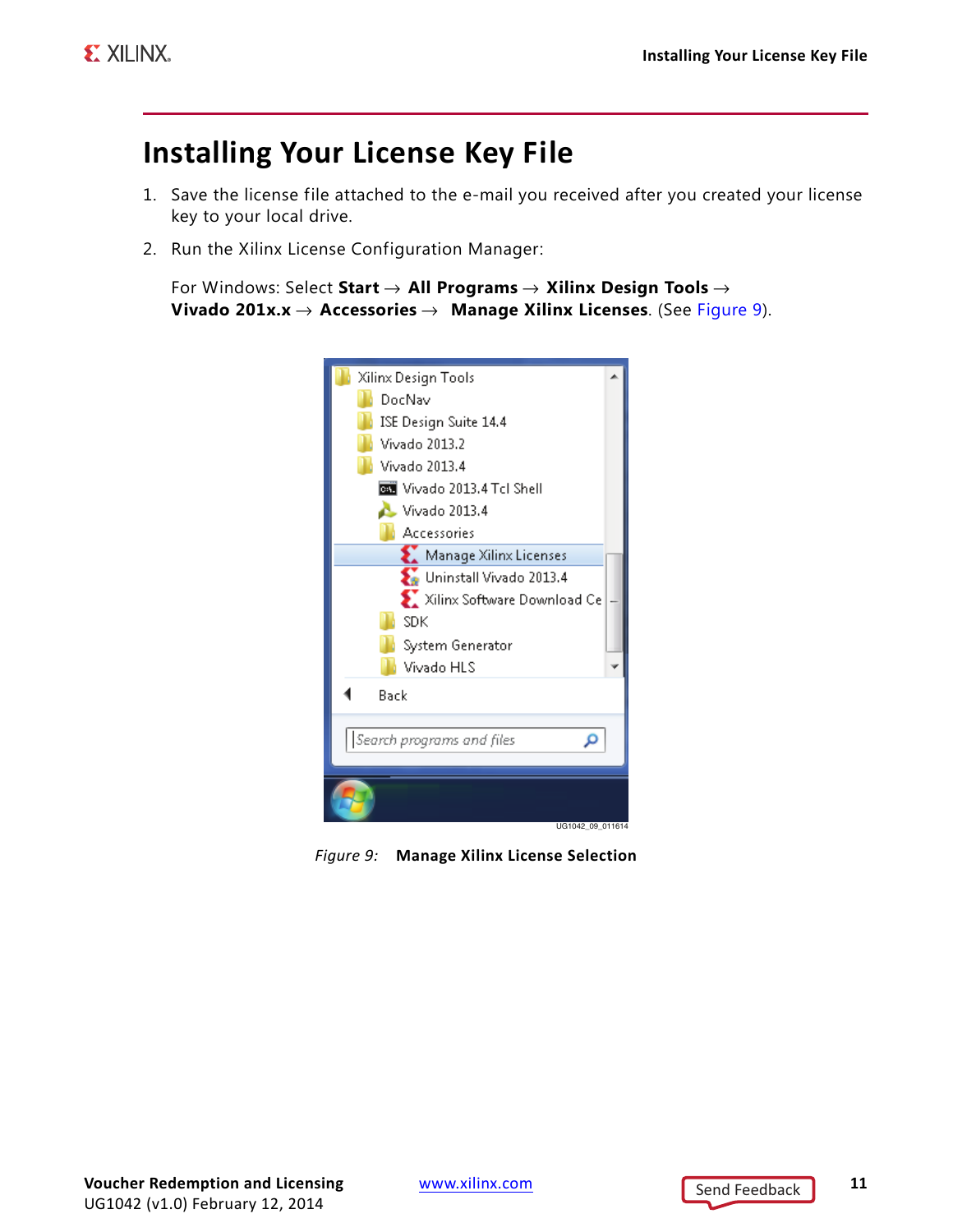# Installing Your License Key File

1. Save the license file attached to the e-mail you received after you created your license key to your local drive.
2. Run the Xilinx License Configuration Manager:

   For Windows: Select **Start** → **All Programs** → **Xilinx Design Tools** → **Vivado 201x.x** → **Accessories** → **Manage Xilinx Licenses**. (See Figure 9).

*Figure 9:* **Manage Xilinx License Selection**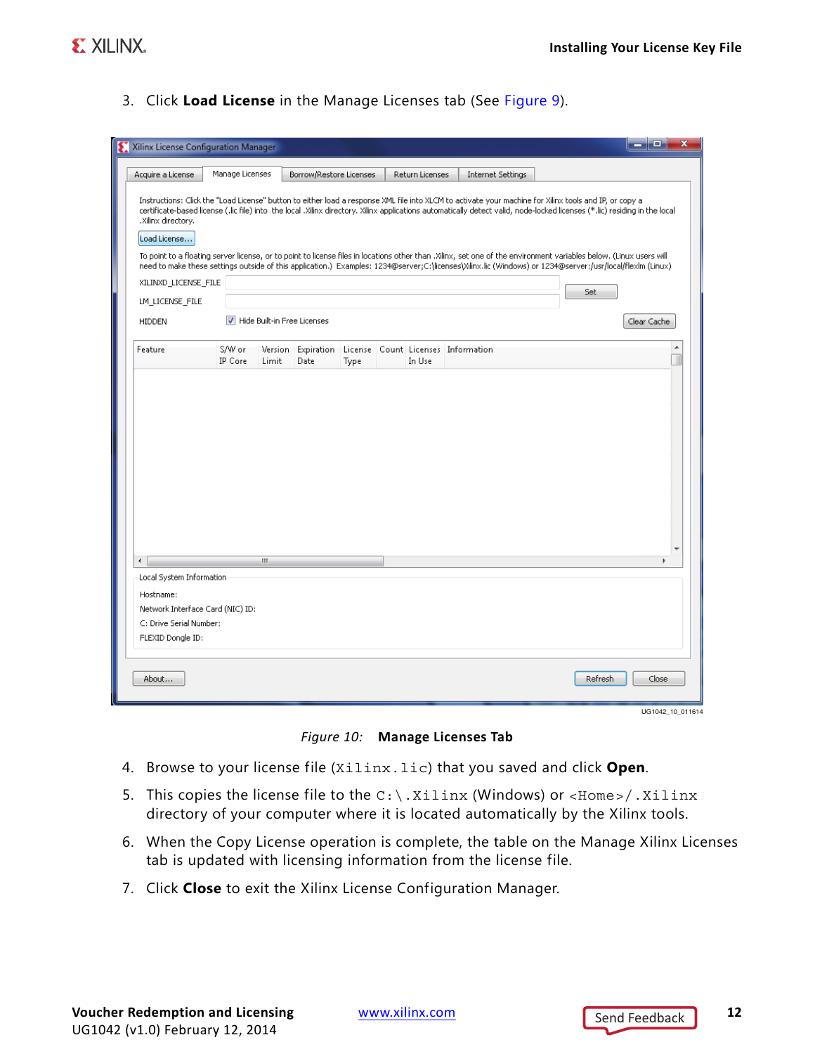3. Click **Load License** in the Manage Licenses tab (See Figure 9).

*Figure 10:* **Manage Licenses Tab**

4. Browse to your license file (`Xilinx.lic`) that you saved and click **Open**.
5. This copies the license file to the `C:\.Xilinx` (Windows) or `<Home>/.Xilinx` directory of your computer where it is located automatically by the Xilinx tools.
6. When the Copy License operation is complete, the table on the Manage Xilinx Licenses tab is updated with licensing information from the license file.
7. Click **Close** to exit the Xilinx License Configuration Manager.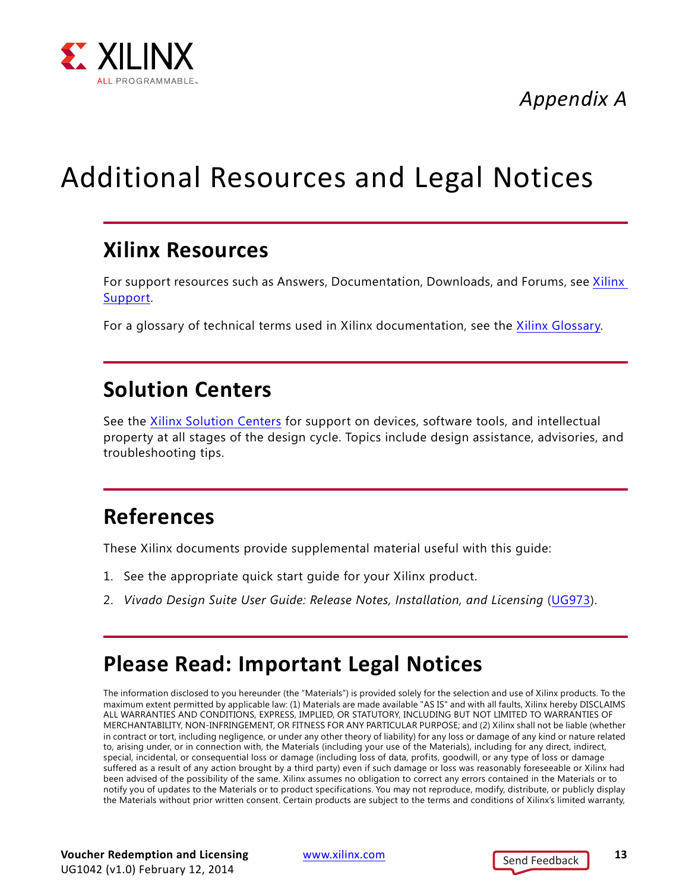*Appendix A*

# Additional Resources and Legal Notices

## Xilinx Resources

For support resources such as Answers, Documentation, Downloads, and Forums, see Xilinx Support.

For a glossary of technical terms used in Xilinx documentation, see the Xilinx Glossary.

## Solution Centers

See the Xilinx Solution Centers for support on devices, software tools, and intellectual property at all stages of the design cycle. Topics include design assistance, advisories, and troubleshooting tips.

## References

These Xilinx documents provide supplemental material useful with this guide:

1. See the appropriate quick start guide for your Xilinx product.
2. *Vivado Design Suite User Guide: Release Notes, Installation, and Licensing* (UG973).

## Please Read: Important Legal Notices

The information disclosed to you hereunder (the "Materials") is provided solely for the selection and use of Xilinx products. To the maximum extent permitted by applicable law: (1) Materials are made available "AS IS" and with all faults, Xilinx hereby DISCLAIMS ALL WARRANTIES AND CONDITIONS, EXPRESS, IMPLIED, OR STATUTORY, INCLUDING BUT NOT LIMITED TO WARRANTIES OF MERCHANTABILITY, NON-INFRINGEMENT, OR FITNESS FOR ANY PARTICULAR PURPOSE; and (2) Xilinx shall not be liable (whether in contract or tort, including negligence, or under any other theory of liability) for any loss or damage of any kind or nature related to, arising under, or in connection with, the Materials (including your use of the Materials), including for any direct, indirect, special, incidental, or consequential loss or damage (including loss of data, profits, goodwill, or any type of loss or damage suffered as a result of any action brought by a third party) even if such damage or loss was reasonably foreseeable or Xilinx had been advised of the possibility of the same. Xilinx assumes no obligation to correct any errors contained in the Materials or to notify you of updates to the Materials or to product specifications. You may not reproduce, modify, distribute, or publicly display the Materials without prior written consent. Certain products are subject to the terms and conditions of Xilinx's limited warranty,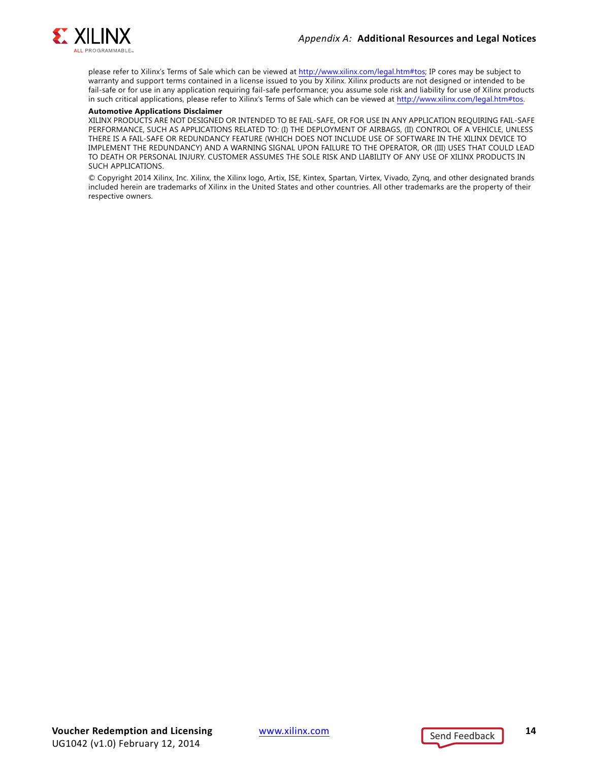please refer to Xilinx's Terms of Sale which can be viewed at http://www.xilinx.com/legal.htm#tos; IP cores may be subject to warranty and support terms contained in a license issued to you by Xilinx. Xilinx products are not designed or intended to be fail-safe or for use in any application requiring fail-safe performance; you assume sole risk and liability for use of Xilinx products in such critical applications, please refer to Xilinx's Terms of Sale which can be viewed at http://www.xilinx.com/legal.htm#tos.

**Automotive Applications Disclaimer**

XILINX PRODUCTS ARE NOT DESIGNED OR INTENDED TO BE FAIL-SAFE, OR FOR USE IN ANY APPLICATION REQUIRING FAIL-SAFE PERFORMANCE, SUCH AS APPLICATIONS RELATED TO: (I) THE DEPLOYMENT OF AIRBAGS, (II) CONTROL OF A VEHICLE, UNLESS THERE IS A FAIL-SAFE OR REDUNDANCY FEATURE (WHICH DOES NOT INCLUDE USE OF SOFTWARE IN THE XILINX DEVICE TO IMPLEMENT THE REDUNDANCY) AND A WARNING SIGNAL UPON FAILURE TO THE OPERATOR, OR (III) USES THAT COULD LEAD TO DEATH OR PERSONAL INJURY. CUSTOMER ASSUMES THE SOLE RISK AND LIABILITY OF ANY USE OF XILINX PRODUCTS IN SUCH APPLICATIONS.

© Copyright 2014 Xilinx, Inc. Xilinx, the Xilinx logo, Artix, ISE, Kintex, Spartan, Virtex, Vivado, Zynq, and other designated brands included herein are trademarks of Xilinx in the United States and other countries. All other trademarks are the property of their respective owners.